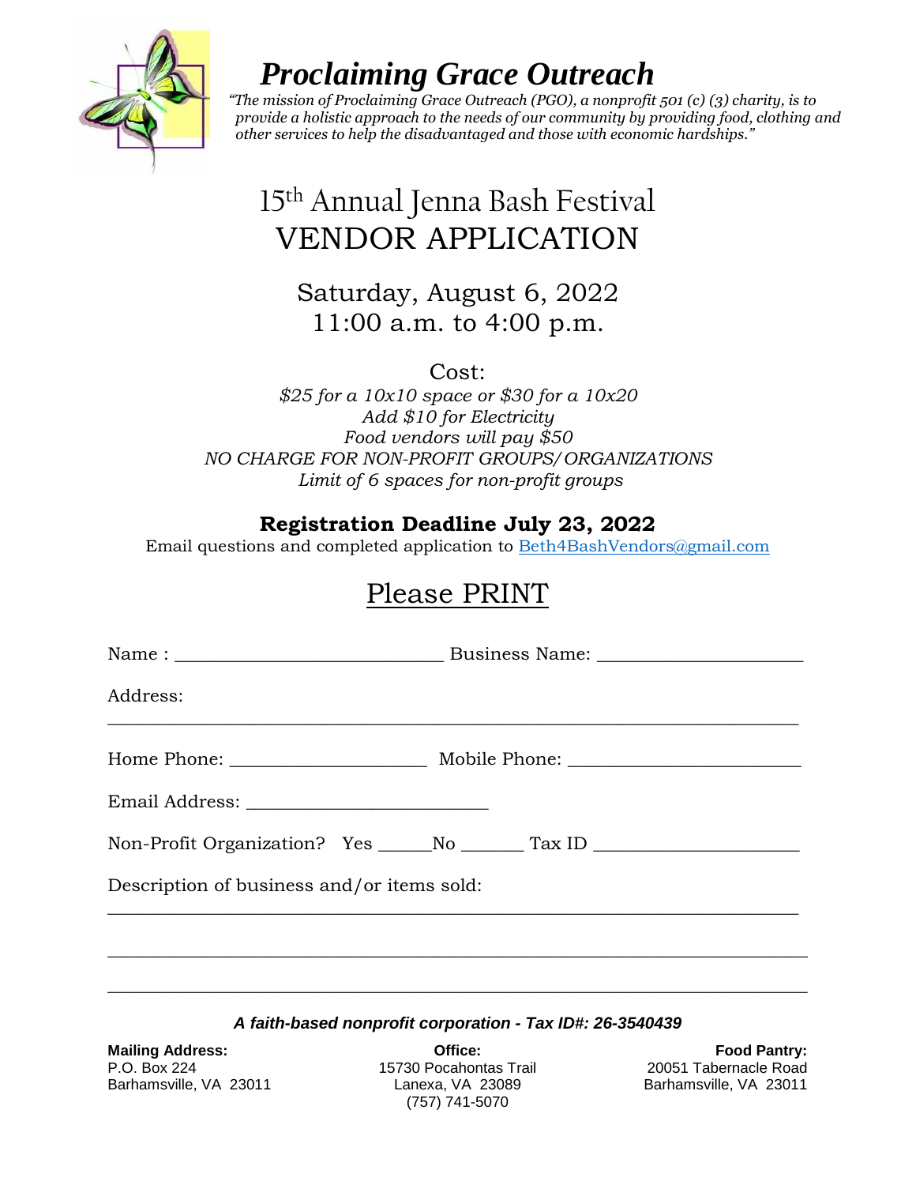# Proclaiming Grace Outreach

*"The mission of Proclaiming Grace Outreach (PGO), a nonprofit 501 (c) (3) charity, is to provide a holistic approach to the needs of our community by providing food, clothing and other services to help the disadvantaged and those with economic hardships."*

## 15th Annual Jenna Bash Festival
## VENDOR APPLICATION

Saturday, August 6, 2022
11:00 a.m. to 4:00 p.m.

Cost:
*$25 for a 10x10 space or $30 for a 10x20*
*Add $10 for Electricity*
*Food vendors will pay $50*
*NO CHARGE FOR NON-PROFIT GROUPS/ORGANIZATIONS*
*Limit of 6 spaces for non-profit groups*

**Registration Deadline July 23, 2022**

Email questions and completed application to Beth4BashVendors@gmail.com

## Please PRINT

Name : ____________________________ Business Name: _____________________

Address:
________________________________________________________________________

Home Phone: ____________________ Mobile Phone: ________________________

Email Address: _________________________

Non-Profit Organization? Yes ______No _______ Tax ID _____________________

Description of business and/or items sold:
________________________________________________________________________

________________________________________________________________________

________________________________________________________________________

***A faith-based nonprofit corporation - Tax ID#: 26-3540439***

**Mailing Address:**
P.O. Box 224
Barhamsville, VA 23011

**Office:**
15730 Pocahontas Trail
Lanexa, VA 23089
(757) 741-5070

**Food Pantry:**
20051 Tabernacle Road
Barhamsville, VA 23011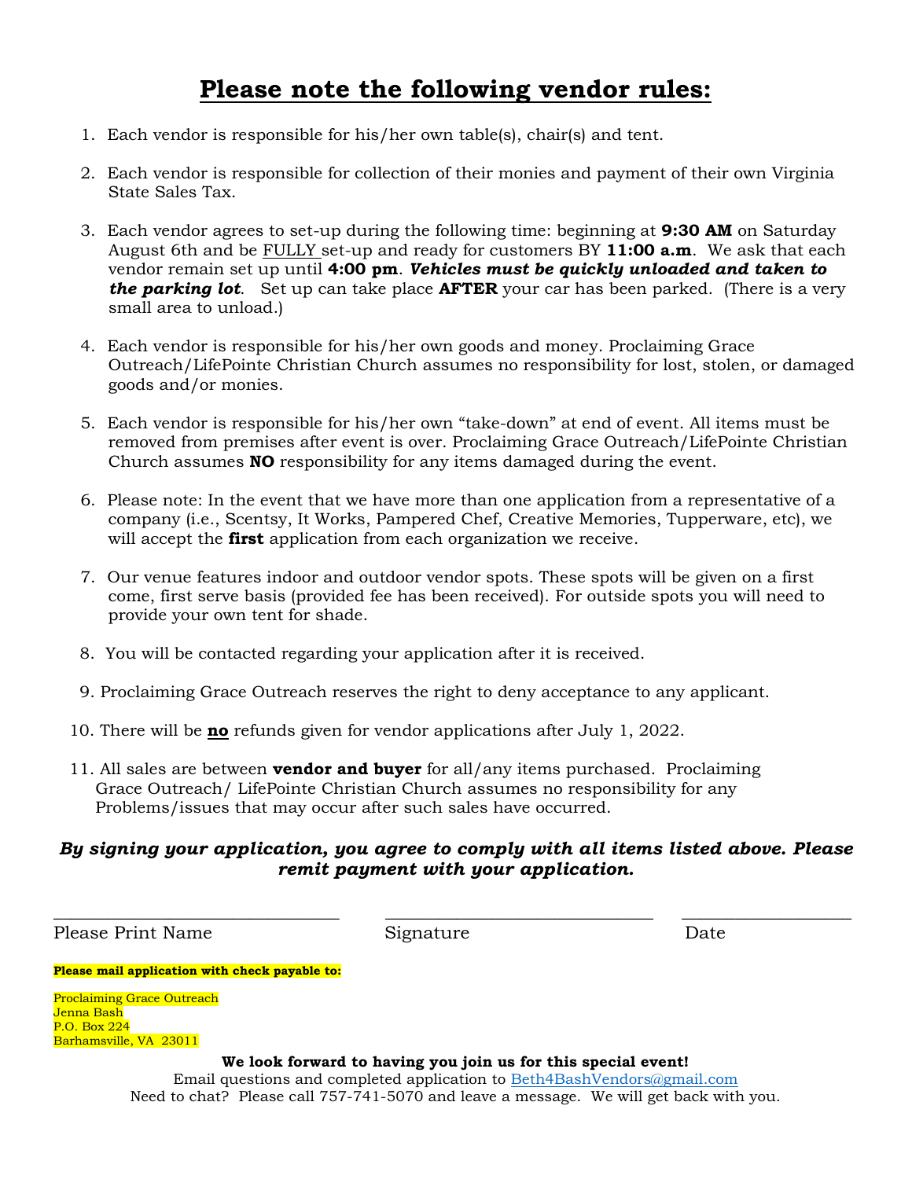# Please note the following vendor rules:

1. Each vendor is responsible for his/her own table(s), chair(s) and tent.

2. Each vendor is responsible for collection of their monies and payment of their own Virginia State Sales Tax.

3. Each vendor agrees to set-up during the following time: beginning at **9:30 AM** on Saturday August 6th and be FULLY set-up and ready for customers BY **11:00 a.m**. We ask that each vendor remain set up until **4:00 pm**. ***Vehicles must be quickly unloaded and taken to the parking lot***. Set up can take place **AFTER** your car has been parked. (There is a very small area to unload.)

4. Each vendor is responsible for his/her own goods and money. Proclaiming Grace Outreach/LifePointe Christian Church assumes no responsibility for lost, stolen, or damaged goods and/or monies.

5. Each vendor is responsible for his/her own "take-down" at end of event. All items must be removed from premises after event is over. Proclaiming Grace Outreach/LifePointe Christian Church assumes **NO** responsibility for any items damaged during the event.

6. Please note: In the event that we have more than one application from a representative of a company (i.e., Scentsy, It Works, Pampered Chef, Creative Memories, Tupperware, etc), we will accept the **first** application from each organization we receive.

7. Our venue features indoor and outdoor vendor spots. These spots will be given on a first come, first serve basis (provided fee has been received). For outside spots you will need to provide your own tent for shade.

8. You will be contacted regarding your application after it is received.

9. Proclaiming Grace Outreach reserves the right to deny acceptance to any applicant.

10. There will be **no** refunds given for vendor applications after July 1, 2022.

11. All sales are between **vendor and buyer** for all/any items purchased. Proclaiming Grace Outreach/ LifePointe Christian Church assumes no responsibility for any Problems/issues that may occur after such sales have occurred.

***By signing your application, you agree to comply with all items listed above. Please remit payment with your application.***

_______________________________ Please Print Name

_______________________________ Signature

__________________ Date

**Please mail application with check payable to:**

Proclaiming Grace Outreach
Jenna Bash
P.O. Box 224
Barhamsville, VA 23011

**We look forward to having you join us for this special event!**

Email questions and completed application to Beth4BashVendors@gmail.com

Need to chat? Please call 757-741-5070 and leave a message. We will get back with you.